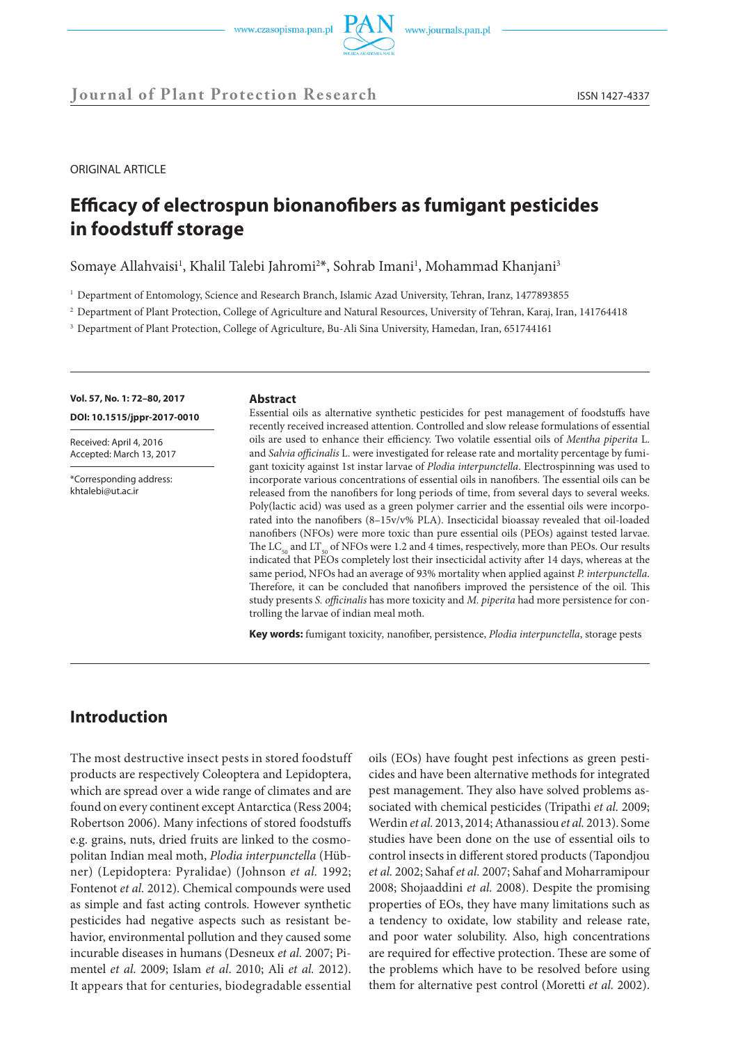Journal of Plant Protection Research

ISSN 1427-4337

ORIGINAL ARTICLE

# Efficacy of electrospun bionanofibers as fumigant pesticides in foodstuff storage

Somaye Allahvaisi[1], Khalil Talebi Jahromi[2]*, Sohrab Imani[1], Mohammad Khanjani[3]

[1] Department of Entomology, Science and Research Branch, Islamic Azad University, Tehran, Iranz, 1477893855

[2] Department of Plant Protection, College of Agriculture and Natural Resources, University of Tehran, Karaj, Iran, 141764418

[3] Department of Plant Protection, College of Agriculture, Bu-Ali Sina University, Hamedan, Iran, 651744161

**Vol. 57, No. 1: 72–80, 2017**

**DOI: 10.1515/jppr-2017-0010**

Received: April 4, 2016
Accepted: March 13, 2017

*Corresponding address:
khtalebi@ut.ac.ir

**Abstract**

Essential oils as alternative synthetic pesticides for pest management of foodstuffs have recently received increased attention. Controlled and slow release formulations of essential oils are used to enhance their efficiency. Two volatile essential oils of *Mentha piperita* L. and *Salvia officinalis* L. were investigated for release rate and mortality percentage by fumigant toxicity against 1st instar larvae of *Plodia interpunctella*. Electrospinning was used to incorporate various concentrations of essential oils in nanofibers. The essential oils can be released from the nanofibers for long periods of time, from several days to several weeks. Poly(lactic acid) was used as a green polymer carrier and the essential oils were incorporated into the nanofibers (8–15v/v% PLA). Insecticidal bioassay revealed that oil-loaded nanofibers (NFOs) were more toxic than pure essential oils (PEOs) against tested larvae. The $LC_{50}$ and $LT_{50}$ of NFOs were 1.2 and 4 times, respectively, more than PEOs. Our results indicated that PEOs completely lost their insecticidal activity after 14 days, whereas at the same period, NFOs had an average of 93% mortality when applied against *P. interpunctella*. Therefore, it can be concluded that nanofibers improved the persistence of the oil. This study presents *S. officinalis* has more toxicity and *M. piperita* had more persistence for controlling the larvae of indian meal moth.

**Key words:** fumigant toxicity, nanofiber, persistence, *Plodia interpunctella*, storage pests

## Introduction

The most destructive insect pests in stored foodstuff products are respectively Coleoptera and Lepidoptera, which are spread over a wide range of climates and are found on every continent except Antarctica (Ress 2004; Robertson 2006). Many infections of stored foodstuffs e.g. grains, nuts, dried fruits are linked to the cosmopolitan Indian meal moth, *Plodia interpunctella* (Hübner) (Lepidoptera: Pyralidae) (Johnson *et al.* 1992; Fontenot *et al.* 2012). Chemical compounds were used as simple and fast acting controls. However synthetic pesticides had negative aspects such as resistant behavior, environmental pollution and they caused some incurable diseases in humans (Desneux *et al.* 2007; Pimentel *et al.* 2009; Islam *et al*. 2010; Ali *et al.* 2012). It appears that for centuries, biodegradable essential oils (EOs) have fought pest infections as green pesticides and have been alternative methods for integrated pest management. They also have solved problems associated with chemical pesticides (Tripathi *et al.* 2009; Werdin *et al.* 2013, 2014; Athanassiou *et al.* 2013). Some studies have been done on the use of essential oils to control insects in different stored products (Tapondjou *et al.* 2002; Sahaf *et al.* 2007; Sahaf and Moharramipour 2008; Shojaaddini *et al.* 2008). Despite the promising properties of EOs, they have many limitations such as a tendency to oxidate, low stability and release rate, and poor water solubility. Also, high concentrations are required for effective protection. These are some of the problems which have to be resolved before using them for alternative pest control (Moretti *et al.* 2002).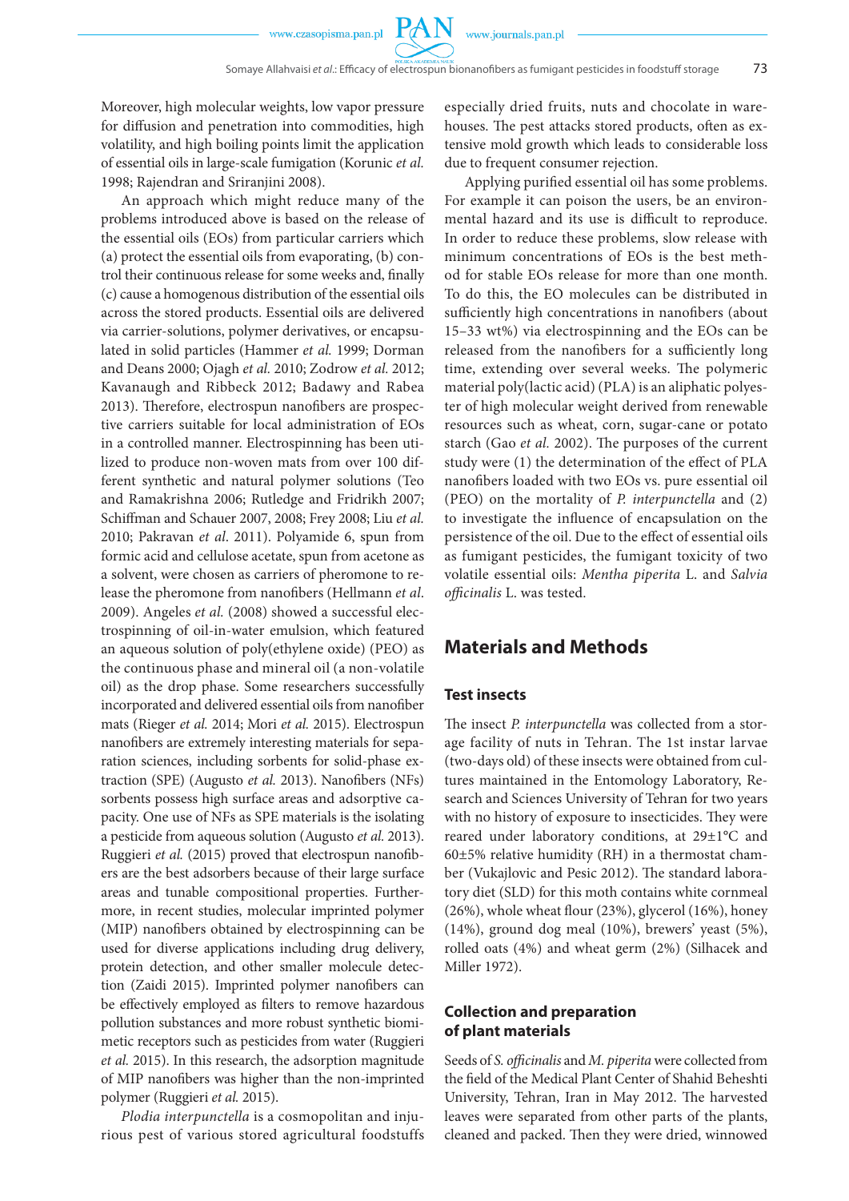Moreover, high molecular weights, low vapor pressure for diffusion and penetration into commodities, high volatility, and high boiling points limit the application of essential oils in large-scale fumigation (Korunic *et al.* 1998; Rajendran and Sriranjini 2008).

An approach which might reduce many of the problems introduced above is based on the release of the essential oils (EOs) from particular carriers which (a) protect the essential oils from evaporating, (b) control their continuous release for some weeks and, finally (c) cause a homogenous distribution of the essential oils across the stored products. Essential oils are delivered via carrier-solutions, polymer derivatives, or encapsulated in solid particles (Hammer *et al.* 1999; Dorman and Deans 2000; Ojagh *et al.* 2010; Zodrow *et al.* 2012; Kavanaugh and Ribbeck 2012; Badawy and Rabea 2013). Therefore, electrospun nanofibers are prospective carriers suitable for local administration of EOs in a controlled manner. Electrospinning has been utilized to produce non-woven mats from over 100 different synthetic and natural polymer solutions (Teo and Ramakrishna 2006; Rutledge and Fridrikh 2007; Schiffman and Schauer 2007, 2008; Frey 2008; Liu *et al.* 2010; Pakravan *et al*. 2011). Polyamide 6, spun from formic acid and cellulose acetate, spun from acetone as a solvent, were chosen as carriers of pheromone to release the pheromone from nanofibers (Hellmann *et al*. 2009). Angeles *et al.* (2008) showed a successful electrospinning of oil-in-water emulsion, which featured an aqueous solution of poly(ethylene oxide) (PEO) as the continuous phase and mineral oil (a non-volatile oil) as the drop phase. Some researchers successfully incorporated and delivered essential oils from nanofiber mats (Rieger *et al.* 2014; Mori *et al.* 2015). Electrospun nanofibers are extremely interesting materials for separation sciences, including sorbents for solid-phase extraction (SPE) (Augusto *et al.* 2013). Nanofibers (NFs) sorbents possess high surface areas and adsorptive capacity. One use of NFs as SPE materials is the isolating a pesticide from aqueous solution (Augusto *et al.* 2013). Ruggieri *et al.* (2015) proved that electrospun nanofibers are the best adsorbers because of their large surface areas and tunable compositional properties. Furthermore, in recent studies, molecular imprinted polymer (MIP) nanofibers obtained by electrospinning can be used for diverse applications including drug delivery, protein detection, and other smaller molecule detection (Zaidi 2015). Imprinted polymer nanofibers can be effectively employed as filters to remove hazardous pollution substances and more robust synthetic biomimetic receptors such as pesticides from water (Ruggieri *et al.* 2015). In this research, the adsorption magnitude of MIP nanofibers was higher than the non-imprinted polymer (Ruggieri *et al.* 2015).

*Plodia interpunctella* is a cosmopolitan and injurious pest of various stored agricultural foodstuffs especially dried fruits, nuts and chocolate in warehouses. The pest attacks stored products, often as extensive mold growth which leads to considerable loss due to frequent consumer rejection.

Applying purified essential oil has some problems. For example it can poison the users, be an environmental hazard and its use is difficult to reproduce. In order to reduce these problems, slow release with minimum concentrations of EOs is the best method for stable EOs release for more than one month. To do this, the EO molecules can be distributed in sufficiently high concentrations in nanofibers (about 15–33 wt%) via electrospinning and the EOs can be released from the nanofibers for a sufficiently long time, extending over several weeks. The polymeric material poly(lactic acid) (PLA) is an aliphatic polyester of high molecular weight derived from renewable resources such as wheat, corn, sugar-cane or potato starch (Gao *et al.* 2002). The purposes of the current study were (1) the determination of the effect of PLA nanofibers loaded with two EOs vs. pure essential oil (PEO) on the mortality of *P. interpunctella* and (2) to investigate the influence of encapsulation on the persistence of the oil. Due to the effect of essential oils as fumigant pesticides, the fumigant toxicity of two volatile essential oils: *Mentha piperita* L. and *Salvia officinalis* L. was tested.

## Materials and Methods

### Test insects

The insect *P. interpunctella* was collected from a storage facility of nuts in Tehran. The 1st instar larvae (two-days old) of these insects were obtained from cultures maintained in the Entomology Laboratory, Research and Sciences University of Tehran for two years with no history of exposure to insecticides. They were reared under laboratory conditions, at 29±1°C and 60±5% relative humidity (RH) in a thermostat chamber (Vukajlovic and Pesic 2012). The standard laboratory diet (SLD) for this moth contains white cornmeal (26%), whole wheat flour (23%), glycerol (16%), honey (14%), ground dog meal (10%), brewers' yeast (5%), rolled oats (4%) and wheat germ (2%) (Silhacek and Miller 1972).

### Collection and preparation of plant materials

Seeds of *S. officinalis* and *M. piperita* were collected from the field of the Medical Plant Center of Shahid Beheshti University, Tehran, Iran in May 2012. The harvested leaves were separated from other parts of the plants, cleaned and packed. Then they were dried, winnowed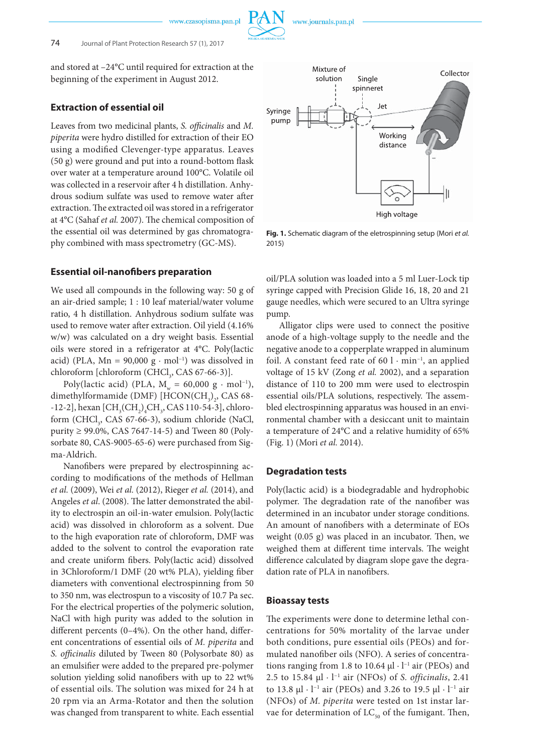and stored at –24°C until required for extraction at the beginning of the experiment in August 2012.

## Extraction of essential oil

Leaves from two medicinal plants, *S. officinalis* and *M. piperita* were hydro distilled for extraction of their EO using a modified Clevenger-type apparatus. Leaves (50 g) were ground and put into a round-bottom flask over water at a temperature around 100°C. Volatile oil was collected in a reservoir after 4 h distillation. Anhydrous sodium sulfate was used to remove water after extraction. The extracted oil was stored in a refrigerator at 4°C (Sahaf *et al.* 2007). The chemical composition of the essential oil was determined by gas chromatography combined with mass spectrometry (GC-MS).

## Essential oil-nanofibers preparation

We used all compounds in the following way: 50 g of an air-dried sample; 1 : 10 leaf material/water volume ratio, 4 h distillation. Anhydrous sodium sulfate was used to remove water after extraction. Oil yield (4.16% w/w) was calculated on a dry weight basis. Essential oils were stored in a refrigerator at 4°C. Poly(lactic acid) (PLA, Mn = 90,000 g · mol$^{-1}$) was dissolved in chloroform [chloroform ($CHCl_3$, CAS 67-66-3)].

Poly(lactic acid) (PLA, $M_w$ = 60,000 g · mol$^{-1}$), dimethylformamide (DMF) [$HCON(CH_3)_2$, CAS 68-12-2], hexan [$CH_3(CH_2)_4CH_3$, CAS 110-54-3], chloroform ($CHCl_3$, CAS 67-66-3), sodium chloride (NaCl, purity ≥ 99.0%, CAS 7647-14-5) and Tween 80 (Polysorbate 80, CAS-9005-65-6) were purchased from Sigma-Aldrich.

Nanofibers were prepared by electrospinning according to modifications of the methods of Hellman *et al.* (2009), Wei *et al.* (2012), Rieger *et al.* (2014), and Angeles *et al*. (2008). The latter demonstrated the ability to electrospin an oil-in-water emulsion. Poly(lactic acid) was dissolved in chloroform as a solvent. Due to the high evaporation rate of chloroform, DMF was added to the solvent to control the evaporation rate and create uniform fibers. Poly(lactic acid) dissolved in 3Chloroform/1 DMF (20 wt% PLA), yielding fiber diameters with conventional electrospinning from 50 to 350 nm, was electrospun to a viscosity of 10.7 Pa sec. For the electrical properties of the polymeric solution, NaCl with high purity was added to the solution in different percents (0–4%). On the other hand, different concentrations of essential oils of *M. piperita* and *S. officinalis* diluted by Tween 80 (Polysorbate 80) as an emulsifier were added to the prepared pre-polymer solution yielding solid nanofibers with up to 22 wt% of essential oils. The solution was mixed for 24 h at 20 rpm via an Arma-Rotator and then the solution was changed from transparent to white. Each essential oil/PLA solution was loaded into a 5 ml Luer-Lock tip syringe capped with Precision Glide 16, 18, 20 and 21 gauge needles, which were secured to an Ultra syringe pump.

Alligator clips were used to connect the positive anode of a high-voltage supply to the needle and the negative anode to a copperplate wrapped in aluminum foil. A constant feed rate of 60 l · min$^{-1}$, an applied voltage of 15 kV (Zong *et al.* 2002), and a separation distance of 110 to 200 mm were used to electrospin essential oils/PLA solutions, respectively. The assembled electrospinning apparatus was housed in an environmental chamber with a desiccant unit to maintain a temperature of 24°C and a relative humidity of 65% (Fig. 1) (Mori *et al.* 2014).

**Fig. 1.** Schematic diagram of the eletrospinning setup (Mori *et al.* 2015)

## Degradation tests

Poly(lactic acid) is a biodegradable and hydrophobic polymer. The degradation rate of the nanofiber was determined in an incubator under storage conditions. An amount of nanofibers with a determinate of EOs weight (0.05 g) was placed in an incubator. Then, we weighed them at different time intervals. The weight difference calculated by diagram slope gave the degradation rate of PLA in nanofibers.

## Bioassay tests

The experiments were done to determine lethal concentrations for 50% mortality of the larvae under both conditions, pure essential oils (PEOs) and formulated nanofiber oils (NFO). A series of concentrations ranging from 1.8 to 10.64 µl · l$^{-1}$ air (PEOs) and 2.5 to 15.84 µl · l$^{-1}$ air (NFOs) of *S. officinalis*, 2.41 to 13.8 µl · l$^{-1}$ air (PEOs) and 3.26 to 19.5 µl · l$^{-1}$ air (NFOs) of *M. piperita* were tested on 1st instar larvae for determination of $LC_{50}$ of the fumigant. Then,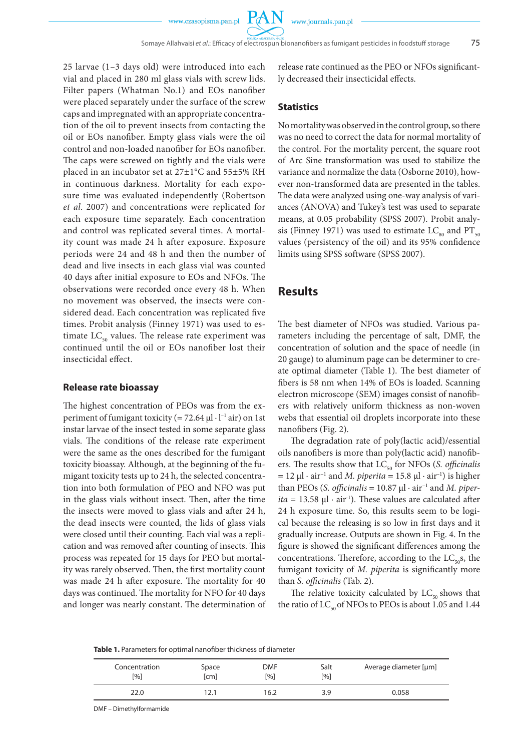25 larvae (1–3 days old) were introduced into each vial and placed in 280 ml glass vials with screw lids. Filter papers (Whatman No.1) and EOs nanofiber were placed separately under the surface of the screw caps and impregnated with an appropriate concentration of the oil to prevent insects from contacting the oil or EOs nanofiber. Empty glass vials were the oil control and non-loaded nanofiber for EOs nanofiber. The caps were screwed on tightly and the vials were placed in an incubator set at 27±1°C and 55±5% RH in continuous darkness. Mortality for each exposure time was evaluated independently (Robertson *et al*. 2007) and concentrations were replicated for each exposure time separately. Each concentration and control was replicated several times. A mortality count was made 24 h after exposure. Exposure periods were 24 and 48 h and then the number of dead and live insects in each glass vial was counted 40 days after initial exposure to EOs and NFOs. The observations were recorded once every 48 h. When no movement was observed, the insects were considered dead. Each concentration was replicated five times. Probit analysis (Finney 1971) was used to estimate $LC_{50}$ values. The release rate experiment was continued until the oil or EOs nanofiber lost their insecticidal effect.

## Release rate bioassay

The highest concentration of PEOs was from the experiment of fumigant toxicity (= 72.64 $\mu l \cdot l^{-1}$ air) on 1st instar larvae of the insect tested in some separate glass vials. The conditions of the release rate experiment were the same as the ones described for the fumigant toxicity bioassay. Although, at the beginning of the fumigant toxicity tests up to 24 h, the selected concentration into both formulation of PEO and NFO was put in the glass vials without insect. Then, after the time the insects were moved to glass vials and after 24 h, the dead insects were counted, the lids of glass vials were closed until their counting. Each vial was a replication and was removed after counting of insects. This process was repeated for 15 days for PEO but mortality was rarely observed. Then, the first mortality count was made 24 h after exposure. The mortality for 40 days was continued. The mortality for NFO for 40 days and longer was nearly constant. The determination of release rate continued as the PEO or NFOs significantly decreased their insecticidal effects.

## Statistics

No mortality was observed in the control group, so there was no need to correct the data for normal mortality of the control. For the mortality percent, the square root of Arc Sine transformation was used to stabilize the variance and normalize the data (Osborne 2010), however non-transformed data are presented in the tables. The data were analyzed using one-way analysis of variances (ANOVA) and Tukey's test was used to separate means, at 0.05 probability (SPSS 2007). Probit analysis (Finney 1971) was used to estimate $LC_{80}$ and $PT_{50}$ values (persistency of the oil) and its 95% confidence limits using SPSS software (SPSS 2007).

# Results

The best diameter of NFOs was studied. Various parameters including the percentage of salt, DMF, the concentration of solution and the space of needle (in 20 gauge) to aluminum page can be determiner to create optimal diameter (Table 1). The best diameter of fibers is 58 nm when 14% of EOs is loaded. Scanning electron microscope (SEM) images consist of nanofibers with relatively uniform thickness as non-woven webs that essential oil droplets incorporate into these nanofibers (Fig. 2).

The degradation rate of poly(lactic acid)/essential oils nanofibers is more than poly(lactic acid) nanofibers. The results show that $LC_{50}$ for NFOs (*S. officinalis* = 12 $\mu l \cdot air^{-1}$ and *M. piperita* = 15.8 $\mu l \cdot air^{-1}$) is higher than PEOs (*S. officinalis* = 10.87 $\mu l \cdot air^{-1}$ and *M. piperita* = 13.58 $\mu l \cdot air^{-1}$). These values are calculated after 24 h exposure time. So, this results seem to be logical because the releasing is so low in first days and it gradually increase. Outputs are shown in Fig. 4. In the figure is showed the significant differences among the concentrations. Therefore, according to the $LC_{50}$s, the fumigant toxicity of *M. piperita* is significantly more than *S. officinalis* (Tab. 2).

The relative toxicity calculated by $LC_{50}$ shows that the ratio of $LC_{50}$ of NFOs to PEOs is about 1.05 and 1.44

**Table 1.** Parameters for optimal nanofiber thickness of diameter

| Concentration [%] | Space [cm] | DMF [%] | Salt [%] | Average diameter [µm] |
|---|---|---|---|---|
| 22.0 | 12.1 | 16.2 | 3.9 | 0.058 |

DMF – Dimethylformamide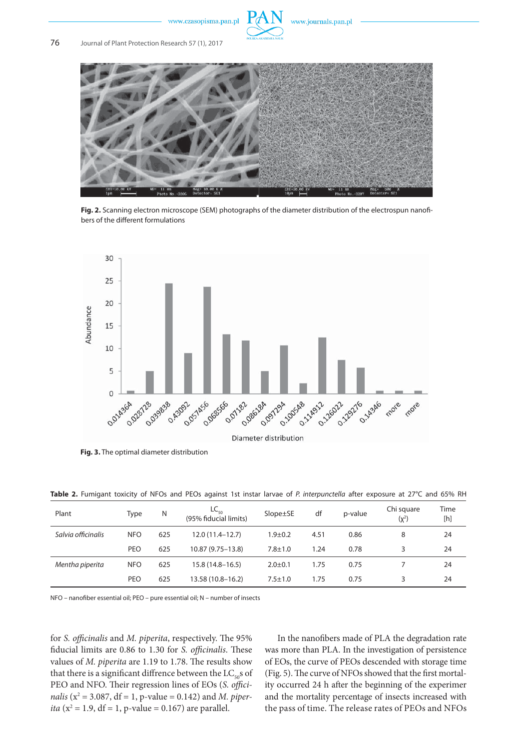**Fig. 2.** Scanning electron microscope (SEM) photographs of the diameter distribution of the electrospun nanofibers of the different formulations

**Fig. 3.** The optimal diameter distribution

**Table 2.** Fumigant toxicity of NFOs and PEOs against 1st instar larvae of *P. interpunctella* after exposure at 27°C and 65% RH

| Plant | Type | N | $LC_{50}$ (95% fiducial limits) | Slope±SE | df | p-value | Chi square ($\chi^2$) | Time [h] |
|---|---|---|---|---|---|---|---|---|
| *Salvia officinalis* | NFO | 625 | 12.0 (11.4–12.7) | 1.9±0.2 | 4.51 | 0.86 | 8 | 24 |
| | PEO | 625 | 10.87 (9.75–13.8) | 7.8±1.0 | 1.24 | 0.78 | 3 | 24 |
| *Mentha piperita* | NFO | 625 | 15.8 (14.8–16.5) | 2.0±0.1 | 1.75 | 0.75 | 7 | 24 |
| | PEO | 625 | 13.58 (10.8–16.2) | 7.5±1.0 | 1.75 | 0.75 | 3 | 24 |

NFO – nanofiber essential oil; PEO – pure essential oil; N – number of insects

for *S. officinalis* and *M. piperita*, respectively. The 95% fiducial limits are 0.86 to 1.30 for *S. officinalis*. These values of *M. piperita* are 1.19 to 1.78. The results show that there is a significant diffrence between the $LC_{50}$s of PEO and NFO. Their regression lines of EOs (*S. officinalis* ($x^2$ = 3.087, df = 1, p-value = 0.142) and *M. piperita* ($x^2$ = 1.9, df = 1, p-value = 0.167) are parallel.

In the nanofibers made of PLA the degradation rate was more than PLA. In the investigation of persistence of EOs, the curve of PEOs descended with storage time (Fig. 5). The curve of NFOs showed that the first mortality occurred 24 h after the beginning of the experimer and the mortality percentage of insects increased with the pass of time. The release rates of PEOs and NFOs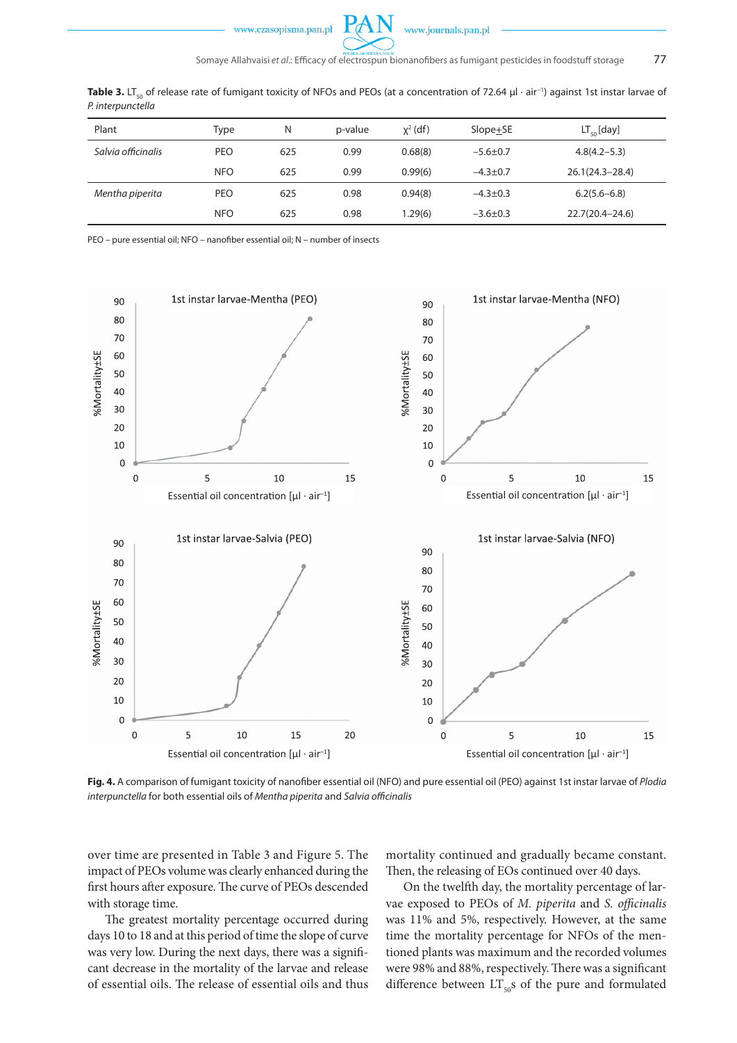**Table 3.** $LT_{50}$ of release rate of fumigant toxicity of NFOs and PEOs (at a concentration of 72.64 µl · air$^{-1}$) against 1st instar larvae of *P. interpunctella*

| Plant | Type | N | p-value | $\chi^2$ (df) | Slope±SE | $LT_{50}$ [day] |
|---|---|---|---|---|---|---|
| *Salvia officinalis* | PEO | 625 | 0.99 | 0.68(8) | −5.6±0.7 | 4.8(4.2–5.3) |
| | NFO | 625 | 0.99 | 0.99(6) | −4.3±0.7 | 26.1(24.3–28.4) |
| *Mentha piperita* | PEO | 625 | 0.98 | 0.94(8) | −4.3±0.3 | 6.2(5.6–6.8) |
| | NFO | 625 | 0.98 | 1.29(6) | −3.6±0.3 | 22.7(20.4–24.6) |

PEO – pure essential oil; NFO – nanofiber essential oil; N – number of insects

**Fig. 4.** A comparison of fumigant toxicity of nanofiber essential oil (NFO) and pure essential oil (PEO) against 1st instar larvae of *Plodia interpunctella* for both essential oils of *Mentha piperita* and *Salvia officinalis*

over time are presented in Table 3 and Figure 5. The impact of PEOs volume was clearly enhanced during the first hours after exposure. The curve of PEOs descended with storage time.

The greatest mortality percentage occurred during days 10 to 18 and at this period of time the slope of curve was very low. During the next days, there was a significant decrease in the mortality of the larvae and release of essential oils. The release of essential oils and thus mortality continued and gradually became constant. Then, the releasing of EOs continued over 40 days.

On the twelfth day, the mortality percentage of larvae exposed to PEOs of *M. piperita* and *S. officinalis* was 11% and 5%, respectively. However, at the same time the mortality percentage for NFOs of the mentioned plants was maximum and the recorded volumes were 98% and 88%, respectively. There was a significant difference between $LT_{50}$s of the pure and formulated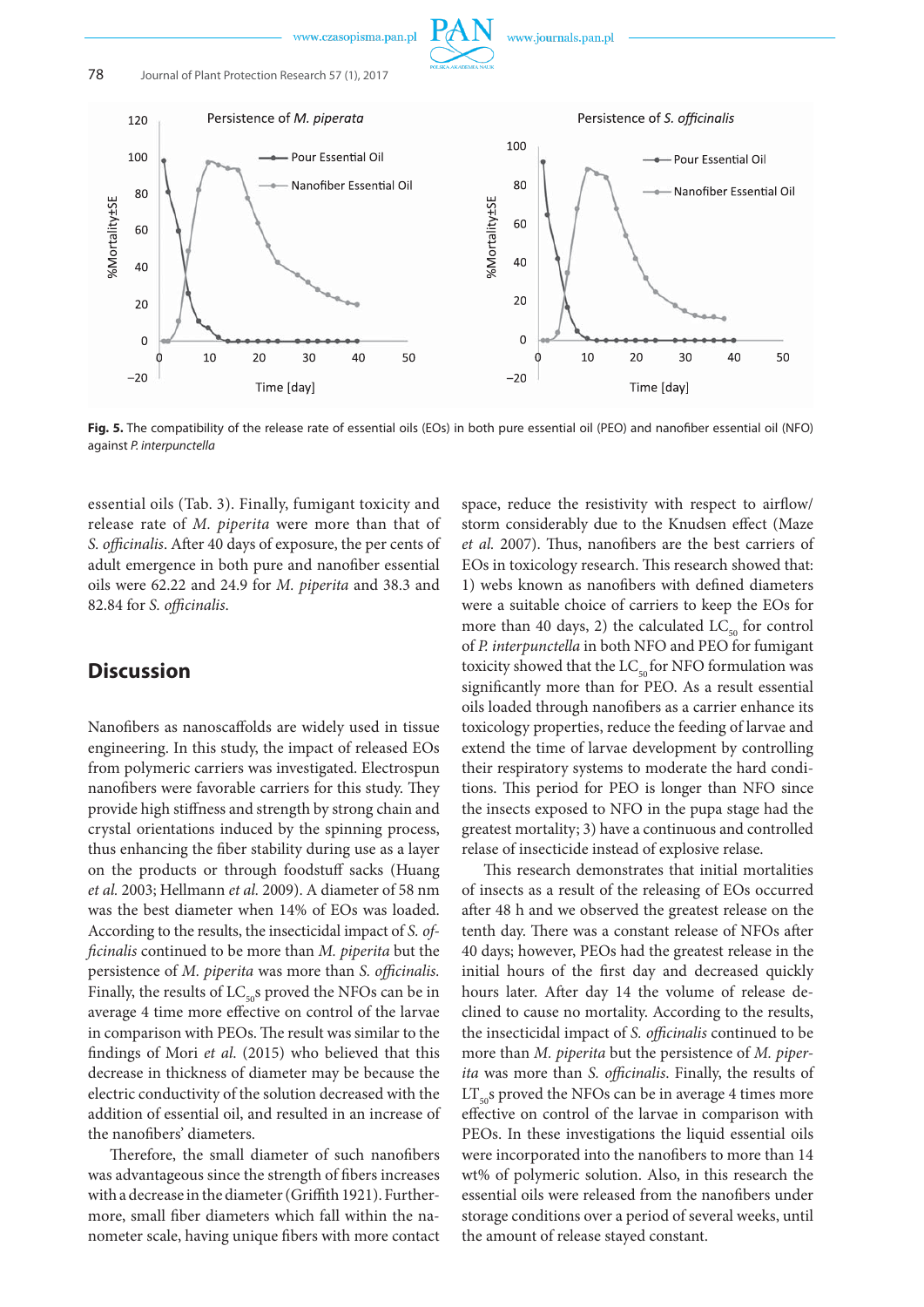**Fig. 5.** The compatibility of the release rate of essential oils (EOs) in both pure essential oil (PEO) and nanofiber essential oil (NFO) against *P. interpunctella*

essential oils (Tab. 3). Finally, fumigant toxicity and release rate of *M. piperita* were more than that of *S. officinalis*. After 40 days of exposure, the per cents of adult emergence in both pure and nanofiber essential oils were 62.22 and 24.9 for *M. piperita* and 38.3 and 82.84 for *S. officinalis*.

## Discussion

Nanofibers as nanoscaffolds are widely used in tissue engineering. In this study, the impact of released EOs from polymeric carriers was investigated. Electrospun nanofibers were favorable carriers for this study. They provide high stiffness and strength by strong chain and crystal orientations induced by the spinning process, thus enhancing the fiber stability during use as a layer on the products or through foodstuff sacks (Huang *et al.* 2003; Hellmann *et al.* 2009). A diameter of 58 nm was the best diameter when 14% of EOs was loaded. According to the results, the insecticidal impact of *S. officinalis* continued to be more than *M. piperita* but the persistence of *M. piperita* was more than *S. officinalis*. Finally, the results of $LC_{50}$s proved the NFOs can be in average 4 time more effective on control of the larvae in comparison with PEOs. The result was similar to the findings of Mori *et al.* (2015) who believed that this decrease in thickness of diameter may be because the electric conductivity of the solution decreased with the addition of essential oil, and resulted in an increase of the nanofibers' diameters.

Therefore, the small diameter of such nanofibers was advantageous since the strength of fibers increases with a decrease in the diameter (Griffith 1921). Furthermore, small fiber diameters which fall within the nanometer scale, having unique fibers with more contact space, reduce the resistivity with respect to airflow/storm considerably due to the Knudsen effect (Maze *et al.* 2007). Thus, nanofibers are the best carriers of EOs in toxicology research. This research showed that: 1) webs known as nanofibers with defined diameters were a suitable choice of carriers to keep the EOs for more than 40 days, 2) the calculated $LC_{50}$ for control of *P. interpunctella* in both NFO and PEO for fumigant toxicity showed that the $LC_{50}$ for NFO formulation was significantly more than for PEO. As a result essential oils loaded through nanofibers as a carrier enhance its toxicology properties, reduce the feeding of larvae and extend the time of larvae development by controlling their respiratory systems to moderate the hard conditions. This period for PEO is longer than NFO since the insects exposed to NFO in the pupa stage had the greatest mortality; 3) have a continuous and controlled relase of insecticide instead of explosive relase.

This research demonstrates that initial mortalities of insects as a result of the releasing of EOs occurred after 48 h and we observed the greatest release on the tenth day. There was a constant release of NFOs after 40 days; however, PEOs had the greatest release in the initial hours of the first day and decreased quickly hours later. After day 14 the volume of release declined to cause no mortality. According to the results, the insecticidal impact of *S. officinalis* continued to be more than *M. piperita* but the persistence of *M. piperita* was more than *S. officinalis*. Finally, the results of $LT_{50}$s proved the NFOs can be in average 4 times more effective on control of the larvae in comparison with PEOs. In these investigations the liquid essential oils were incorporated into the nanofibers to more than 14 wt% of polymeric solution. Also, in this research the essential oils were released from the nanofibers under storage conditions over a period of several weeks, until the amount of release stayed constant.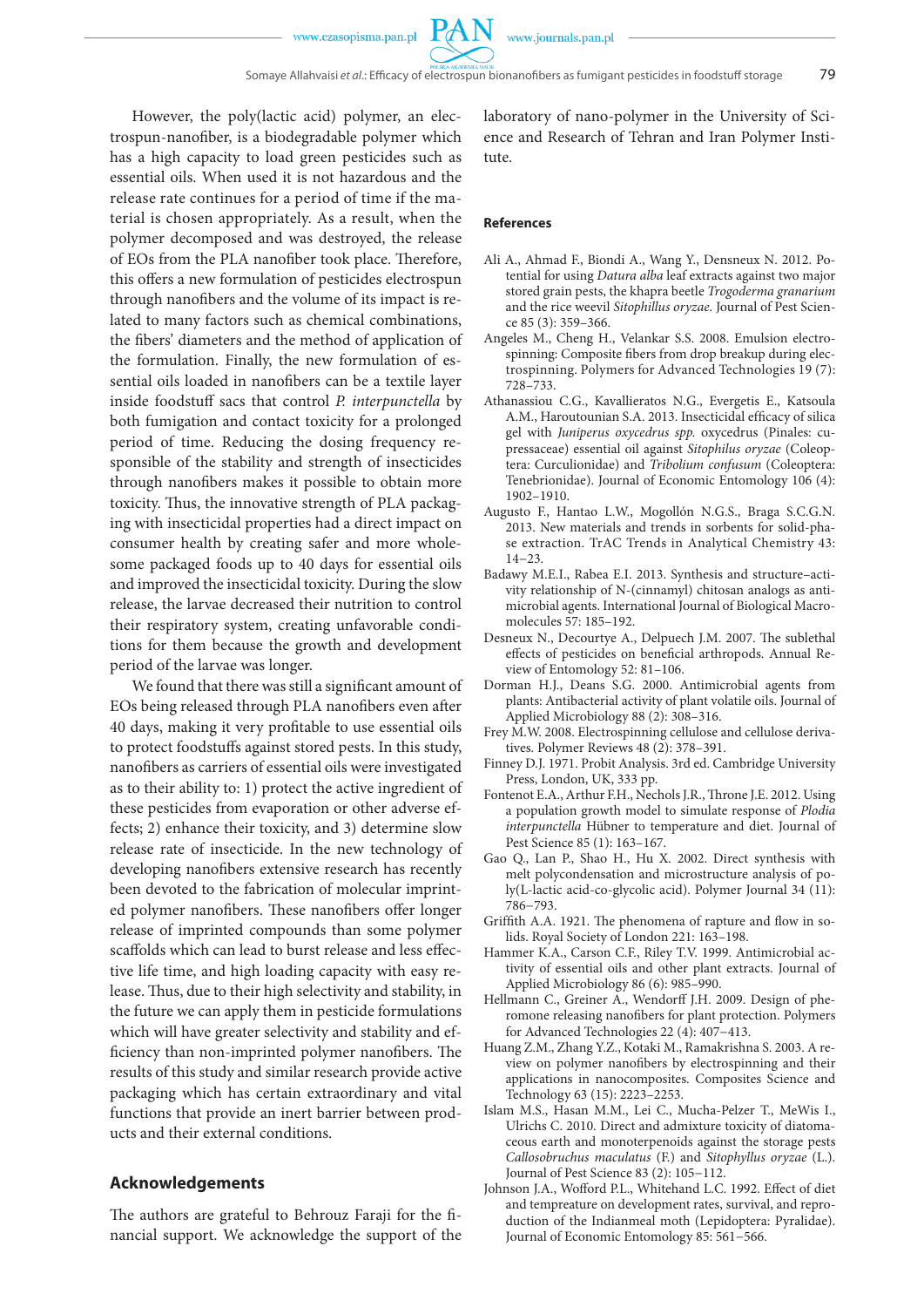However, the poly(lactic acid) polymer, an electrospun-nanofiber, is a biodegradable polymer which has a high capacity to load green pesticides such as essential oils. When used it is not hazardous and the release rate continues for a period of time if the material is chosen appropriately. As a result, when the polymer decomposed and was destroyed, the release of EOs from the PLA nanofiber took place. Therefore, this offers a new formulation of pesticides electrospun through nanofibers and the volume of its impact is related to many factors such as chemical combinations, the fibers' diameters and the method of application of the formulation. Finally, the new formulation of essential oils loaded in nanofibers can be a textile layer inside foodstuff sacs that control *P. interpunctella* by both fumigation and contact toxicity for a prolonged period of time. Reducing the dosing frequency responsible of the stability and strength of insecticides through nanofibers makes it possible to obtain more toxicity. Thus, the innovative strength of PLA packaging with insecticidal properties had a direct impact on consumer health by creating safer and more wholesome packaged foods up to 40 days for essential oils and improved the insecticidal toxicity. During the slow release, the larvae decreased their nutrition to control their respiratory system, creating unfavorable conditions for them because the growth and development period of the larvae was longer.

We found that there was still a significant amount of EOs being released through PLA nanofibers even after 40 days, making it very profitable to use essential oils to protect foodstuffs against stored pests. In this study, nanofibers as carriers of essential oils were investigated as to their ability to: 1) protect the active ingredient of these pesticides from evaporation or other adverse effects; 2) enhance their toxicity, and 3) determine slow release rate of insecticide. In the new technology of developing nanofibers extensive research has recently been devoted to the fabrication of molecular imprinted polymer nanofibers. These nanofibers offer longer release of imprinted compounds than some polymer scaffolds which can lead to burst release and less effective life time, and high loading capacity with easy release. Thus, due to their high selectivity and stability, in the future we can apply them in pesticide formulations which will have greater selectivity and stability and efficiency than non-imprinted polymer nanofibers. The results of this study and similar research provide active packaging which has certain extraordinary and vital functions that provide an inert barrier between products and their external conditions.

## Acknowledgements

The authors are grateful to Behrouz Faraji for the financial support. We acknowledge the support of the laboratory of nano-polymer in the University of Science and Research of Tehran and Iran Polymer Institute.

## References

Ali A., Ahmad F., Biondi A., Wang Y., Desneux N. 2012. Potential for using *Datura alba* leaf extracts against two major stored grain pests, the khapra beetle *Trogoderma granarium* and the rice weevil *Sitophillus oryzae*. Journal of Pest Science 85 (3): 359–366.

Angeles M., Cheng H., Velankar S.S. 2008. Emulsion electrospinning: Composite fibers from drop breakup during electrospinning. Polymers for Advanced Technologies 19 (7): 728–733.

Athanassiou C.G., Kavallieratos N.G., Evergetis E., Katsoula A.M., Haroutounian S.A. 2013. Insecticidal efficacy of silica gel with *Juniperus oxycedrus spp.* oxycedrus (Pinales: cupressaceae) essential oil against *Sitophilus oryzae* (Coleoptera: Curculionidae) and *Tribolium confusum* (Coleoptera: Tenebrionidae). Journal of Economic Entomology 106 (4): 1902–1910.

Augusto F., Hantao L.W., Mogollón N.G.S., Braga S.C.G.N. 2013. New materials and trends in sorbents for solid-phase extraction. TrAC Trends in Analytical Chemistry 43: 14–23.

Badawy M.E.I., Rabea E.I. 2013. Synthesis and structure–activity relationship of N-(cinnamyl) chitosan analogs as antimicrobial agents. International Journal of Biological Macromolecules 57: 185–192.

Desneux N., Decourtye A., Delpuech J.M. 2007. The sublethal effects of pesticides on beneficial arthropods. Annual Review of Entomology 52: 81–106.

Dorman H.J., Deans S.G. 2000. Antimicrobial agents from plants: Antibacterial activity of plant volatile oils. Journal of Applied Microbiology 88 (2): 308–316.

Frey M.W. 2008. Electrospinning cellulose and cellulose derivatives. Polymer Reviews 48 (2): 378–391.

Finney D.J. 1971. Probit Analysis. 3rd ed. Cambridge University Press, London, UK, 333 pp.

Fontenot E.A., Arthur F.H., Nechols J.R., Throne J.E. 2012. Using a population growth model to simulate response of *Plodia interpunctella* Hübner to temperature and diet. Journal of Pest Science 85 (1): 163–167.

Gao Q., Lan P., Shao H., Hu X. 2002. Direct synthesis with melt polycondensation and microstructure analysis of poly(L-lactic acid-co-glycolic acid). Polymer Journal 34 (11): 786–793.

Griffith A.A. 1921. The phenomena of rapture and flow in solids. Royal Society of London 221: 163–198.

Hammer K.A., Carson C.F., Riley T.V. 1999. Antimicrobial activity of essential oils and other plant extracts. Journal of Applied Microbiology 86 (6): 985–990.

Hellmann C., Greiner A., Wendorff J.H. 2009. Design of pheromone releasing nanofibers for plant protection. Polymers for Advanced Technologies 22 (4): 407–413.

Huang Z.M., Zhang Y.Z., Kotaki M., Ramakrishna S. 2003. A review on polymer nanofibers by electrospinning and their applications in nanocomposites. Composites Science and Technology 63 (15): 2223–2253.

Islam M.S., Hasan M.M., Lei C., Mucha-Pelzer T., MeWis I., Ulrichs C. 2010. Direct and admixture toxicity of diatomaceous earth and monoterpenoids against the storage pests *Callosobruchus maculatus* (F.) and *Sitophyllus oryzae* (L.). Journal of Pest Science 83 (2): 105–112.

Johnson J.A., Wofford P.L., Whitehand L.C. 1992. Effect of diet and temperature on development rates, survival, and reproduction of the Indianmeal moth (Lepidoptera: Pyralidae). Journal of Economic Entomology 85: 561–566.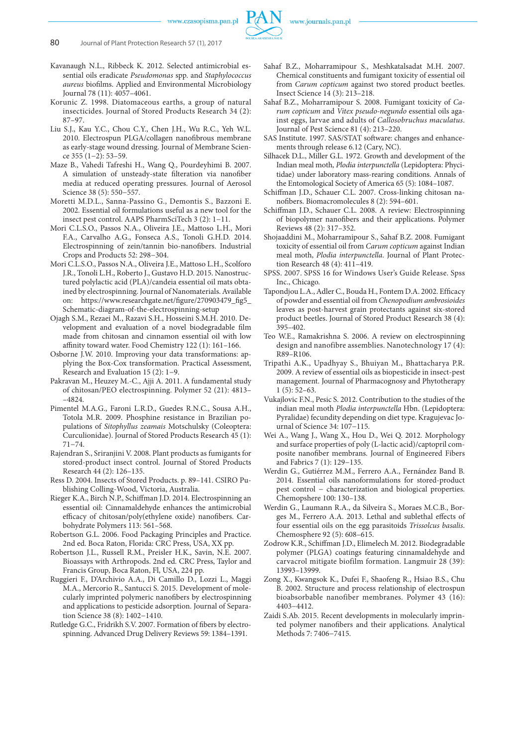Kavanaugh N.L., Ribbeck K. 2012. Selected antimicrobial essential oils eradicate *Pseudomonas* spp. and *Staphylococcus aureus* biofilms. Applied and Environmental Microbiology Journal 78 (11): 4057–4061.

Korunic Z. 1998. Diatomaceous earths, a group of natural insecticides. Journal of Stored Products Research 34 (2): 87–97.

Liu S.J., Kau Y.C., Chou C.Y., Chen J.H., Wu R.C., Yeh W.L. 2010. Electrospun PLGA/collagen nanofibrous membrane as early-stage wound dressing. Journal of Membrane Science 355 (1–2): 53–59.

Maze B., Vahedi Tafreshi H., Wang Q., Pourdeyhimi B. 2007. A simulation of unsteady-state filtration via nanofiber media at reduced operating pressures. Journal of Aerosol Science 38 (5): 550–557.

Moretti M.D.L., Sanna-Passino G., Demontis S., Bazzoni E. 2002. Essential oil formulations useful as a new tool for the insect pest control. AAPS PharmSciTech 3 (2): 1–11.

Mori C.L.S.O., Passos N.A., Oliveira J.E., Mattoso L.H., Mori F.A., Carvalho A.G., Fonseca A.S., Tonoli G.H.D. 2014. Electrospinning of zein/tannin bio-nanofibers. Industrial Crops and Products 52: 298–304.

Mori C.L.S.O., Passos N.A., Oliveira J.E., Mattoso L.H., Scolforo J.R., Tonoli L.H., Roberto J., Gustavo H.D. 2015. Nanostructured polylactic acid (PLA)/candeia essential oil mats obtained by electrospinning. Journal of Nanomaterials. Available on: https://www.researchgate.net/figure/270903479_fig5_Schematic-diagram-of-the-electrospinning-setup

Ojagh S.M., Rezaei M., Razavi S.H., Hosseini S.M.H. 2010. Development and evaluation of a novel biodegradable film made from chitosan and cinnamon essential oil with low affinity toward water. Food Chemistry 122 (1): 161–166.

Osborne J.W. 2010. Improving your data transformations: applying the Box-Cox transformation. Practical Assessment, Research and Evaluation 15 (2): 1–9.

Pakravan M., Heuzey M.-C., Ajji A. 2011. A fundamental study of chitosan/PEO electrospinning. Polymer 52 (21): 4813–−4824.

Pimentel M.A.G., Faroni L.R.D., Guedes R.N.C., Sousa A.H., Totola M.R. 2009. Phosphine resistance in Brazilian populations of *Sitophyllus zeamais* Motschulsky (Coleoptera: Curculionidae). Journal of Stored Products Research 45 (1): 71–74.

Rajendran S., Sriranjini V. 2008. Plant products as fumigants for stored-product insect control. Journal of Stored Products Research 44 (2): 126–135.

Ress D. 2004. Insects of Stored Products. p. 89–141. CSIRO Publishing Colling-Wood, Victoria, Australia.

Rieger K.A., Birch N.P., Schiffman J.D. 2014. Electrospinning an essential oil: Cinnamaldehyde enhances the antimicrobial efficacy of chitosan/poly(ethylene oxide) nanofibers. Carbohydrate Polymers 113: 561–568.

Robertson G.L. 2006. Food Packaging Principles and Practice. 2nd ed. Boca Raton, Florida: CRC Press, USA, XX pp.

Robertson J.L., Russell R.M., Preisler H.K., Savin, N.E. 2007. Bioassays with Arthropods. 2nd ed. CRC Press, Taylor and Francis Group, Boca Raton, Fl, USA, 224 pp.

Ruggieri F., D'Archivio A.A., Di Camillo D., Lozzi L., Maggi M.A., Mercorio R., Santucci S. 2015. Development of molecularly imprinted polymeric nanofibers by electrospinning and applications to pesticide adsorption. Journal of Separation Science 38 (8): 1402–1410.

Rutledge G.C., Fridrikh S.V. 2007. Formation of fibers by electrospinning. Advanced Drug Delivery Reviews 59: 1384–1391.

Sahaf B.Z., Moharramipour S., Meshkatalsadat M.H. 2007. Chemical constituents and fumigant toxicity of essential oil from *Carum copticum* against two stored product beetles. Insect Science 14 (3): 213–218.

Sahaf B.Z., Moharramipour S. 2008. Fumigant toxicity of *Carum copticum* and *Vitex pseudo-negundo* essential oils against eggs, larvae and adults of *Callosobruchus maculatus*. Journal of Pest Science 81 (4): 213–220.

SAS Institute. 1997. SAS/STAT software: changes and enhancements through release 6.12 (Cary, NC).

Silhacek D.L., Miller G.L. 1972. Growth and development of the Indian meal moth, *Plodia interpunctella* (Lepidoptera: Phycitidae) under laboratory mass-rearing conditions. Annals of the Entomological Society of America 65 (5): 1084–1087.

Schiffman J.D., Schauer C.L. 2007. Cross-linking chitosan nanofibers. Biomacromolecules 8 (2): 594–601.

Schiffman J.D., Schauer C.L. 2008. A review: Electrospinning of biopolymer nanofibers and their applications. Polymer Reviews 48 (2): 317–352.

Shojaaddini M., Moharramipour S., Sahaf B.Z. 2008. Fumigant toxicity of essential oil from *Carum copticum* against Indian meal moth, *Plodia interpunctella*. Journal of Plant Protection Research 48 (4): 411–419.

SPSS. 2007. SPSS 16 for Windows User's Guide Release. Spss Inc., Chicago.

Tapondjou L.A., Adler C., Bouda H., Fontem D.A. 2002. Efficacy of powder and essential oil from *Chenopodium ambrosioides* leaves as post-harvest grain protectants against six-stored product beetles. Journal of Stored Product Research 38 (4): 395–402.

Teo W.E., Ramakrishna S. 2006. A review on electrospinning design and nanofibre assemblies. Nanotechnology 17 (4): R89–R106.

Tripathi A.K., Upadhyay S., Bhuiyan M., Bhattacharya P.R. 2009. A review of essential oils as biopesticide in insect-pest management. Journal of Pharmacognosy and Phytotherapy 1 (5): 52–63.

Vukajlovic F.N., Pesic S. 2012. Contribution to the studies of the indian meal moth *Plodia interpunctella* Hbn. (Lepidoptera: Pyralidae) fecundity depending on diet type. Kragujevac Journal of Science 34: 107–115.

Wei A., Wang J., Wang X., Hou D., Wei Q. 2012. Morphology and surface properties of poly (L-lactic acid)/captopril composite nanofiber membrans. Journal of Engineered Fibers and Fabrics 7 (1): 129–135.

Werdin G., Gutiérrez M.M., Ferrero A.A., Fernández Band B. 2014. Essential oils nanoformulations for stored-product pest control – characterization and biological properties. Chemosphere 100: 130–138.

Werdin G., Laumann R.A., da Silveira S., Moraes M.C.B., Borges M., Ferrero A.A. 2013. Lethal and sublethal effects of four essential oils on the egg parasitoids *Trissolcus basalis*. Chemosphere 92 (5): 608–615.

Zodrow K.R., Schiffman J.D., Elimelech M. 2012. Biodegradable polymer (PLGA) coatings featuring cinnamaldehyde and carvacrol mitigate biofilm formation. Langmuir 28 (39): 13993–13999.

Zong X., Kwangsok K., Dufei F., Shaofeng R., Hsiao B.S., Chu B. 2002. Structure and process relationship of electrospun bioabsorbable nanofiber membranes. Polymer 43 (16): 4403–4412.

Zaidi S.Ab. 2015. Recent developments in molecularly imprinted polymer nanofibers and their applications. Analytical Methods 7: 7406–7415.